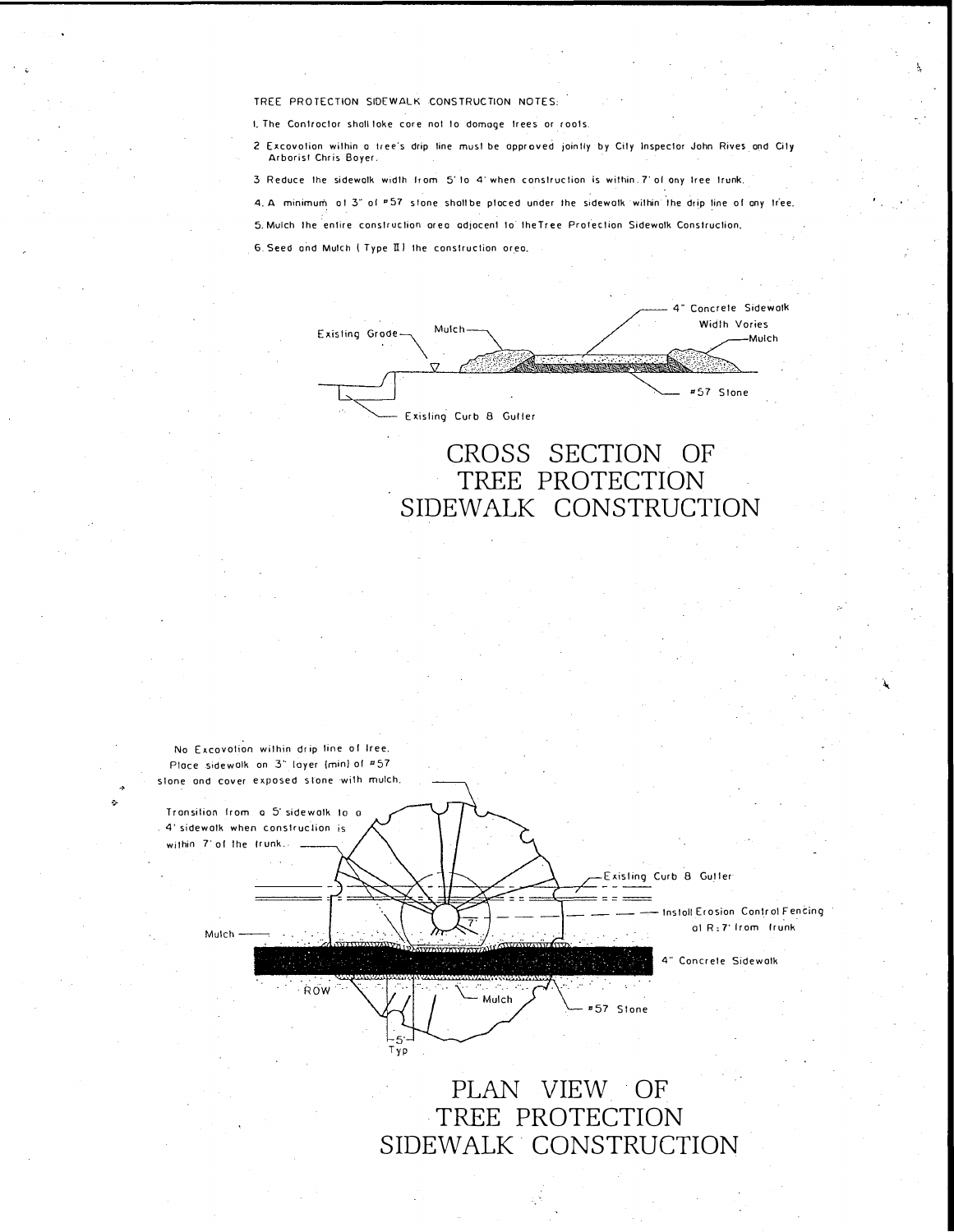TREE PROTECTION SIDEWALK CONSTRUCTION NOTES:

1. The Contractor shall take care not to damage trees or roots.
2. Excavation within a tree's drip line must be approved jointly by City Inspector John Rives and City Arborist Chris Boyer.
3. Reduce the sidewalk width from 5' to 4' when construction is within 7' of any tree trunk.
4. A minimum of 3" of #57 stone shall be placed under the sidewalk within the drip line of any tree.
5. Mulch the entire construction area adjacent to the Tree Protection Sidewalk Construction.
6. Seed and Mulch (Type II) the construction area.

Existing Grade
Mulch
4" Concrete Sidewalk
Width Varies
Mulch
#57 Stone
Existing Curb & Gutter

# CROSS SECTION OF TREE PROTECTION SIDEWALK CONSTRUCTION

No Excavation within drip line of tree. Place sidewalk on 3" layer (min) of #57 stone and cover exposed stone with mulch.

Transition from a 5' sidewalk to a 4' sidewalk when construction is within 7' of the trunk.

Existing Curb & Gutter
Install Erosion Control Fencing at R=7' from trunk
Mulch
7'
4" Concrete Sidewalk
ROW
Mulch
#57 Stone
5'
Typ

# PLAN VIEW OF TREE PROTECTION SIDEWALK CONSTRUCTION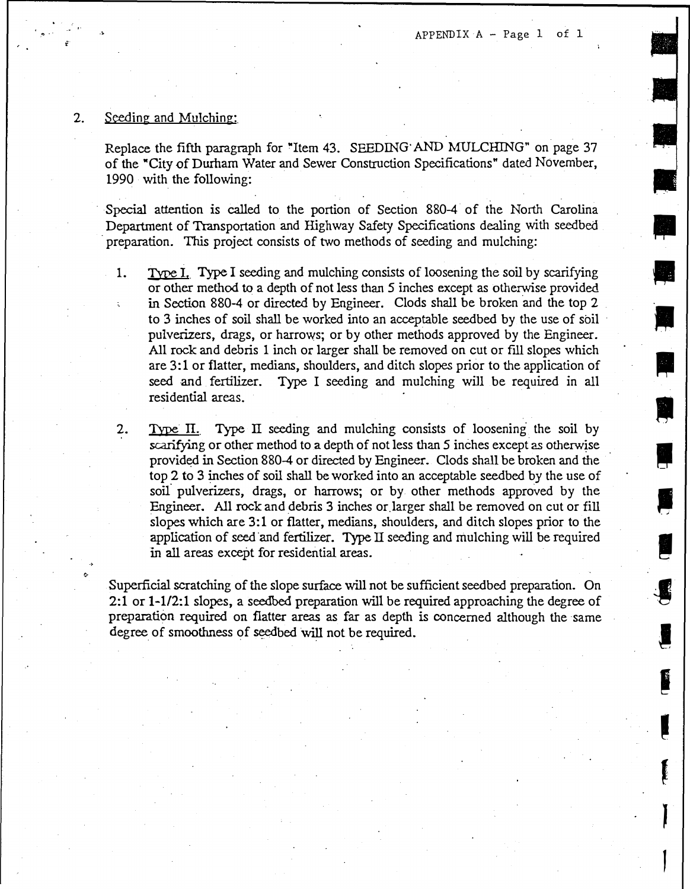2. Seeding and Mulching:

Replace the fifth paragraph for "Item 43. SEEDING AND MULCHING" on page 37 of the "City of Durham Water and Sewer Construction Specifications" dated November, 1990 with the following:

Special attention is called to the portion of Section 880-4 of the North Carolina Department of Transportation and Highway Safety Specifications dealing with seedbed preparation. This project consists of two methods of seeding and mulching:

1. Type I. Type I seeding and mulching consists of loosening the soil by scarifying or other method to a depth of not less than 5 inches except as otherwise provided in Section 880-4 or directed by Engineer. Clods shall be broken and the top 2 to 3 inches of soil shall be worked into an acceptable seedbed by the use of soil pulverizers, drags, or harrows; or by other methods approved by the Engineer. All rock and debris 1 inch or larger shall be removed on cut or fill slopes which are 3:1 or flatter, medians, shoulders, and ditch slopes prior to the application of seed and fertilizer. Type I seeding and mulching will be required in all residential areas.

2. Type II. Type II seeding and mulching consists of loosening the soil by scarifying or other method to a depth of not less than 5 inches except as otherwise provided in Section 880-4 or directed by Engineer. Clods shall be broken and the top 2 to 3 inches of soil shall be worked into an acceptable seedbed by the use of soil pulverizers, drags, or harrows; or by other methods approved by the Engineer. All rock and debris 3 inches or larger shall be removed on cut or fill slopes which are 3:1 or flatter, medians, shoulders, and ditch slopes prior to the application of seed and fertilizer. Type II seeding and mulching will be required in all areas except for residential areas.

Superficial scratching of the slope surface will not be sufficient seedbed preparation. On 2:1 or 1-1/2:1 slopes, a seedbed preparation will be required approaching the degree of preparation required on flatter areas as far as depth is concerned although the same degree of smoothness of seedbed will not be required.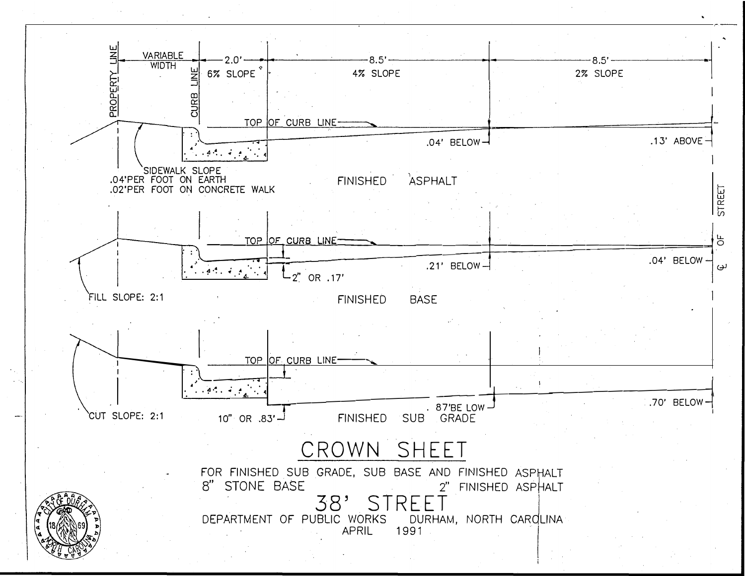PROPERTY LINE

VARIABLE WIDTH

CURB LINE

2.0'

6% SLOPE

8.5'

4% SLOPE

8.5'

2% SLOPE

TOP OF CURB LINE

.04' BELOW

.13' ABOVE

SIDEWALK SLOPE
.04'PER FOOT ON EARTH
.02'PER FOOT ON CONCRETE WALK

FINISHED ASPHALT

TOP OF CURB LINE

.21' BELOW

.04' BELOW

2" OR .17'

FILL SLOPE: 2:1

FINISHED BASE

℄ OF STREET

TOP OF CURB LINE

.87'BE LOW

.70' BELOW

CUT SLOPE: 2:1

10" OR .83'

FINISHED SUB GRADE

# CROWN SHEET

FOR FINISHED SUB GRADE, SUB BASE AND FINISHED ASPHALT
8" STONE BASE 2" FINISHED ASPHALT

## 38' STREET

DEPARTMENT OF PUBLIC WORKS DURHAM, NORTH CAROLINA
APRIL 1991

CITY OF DURHAM 1869 NORTH CAROLINA